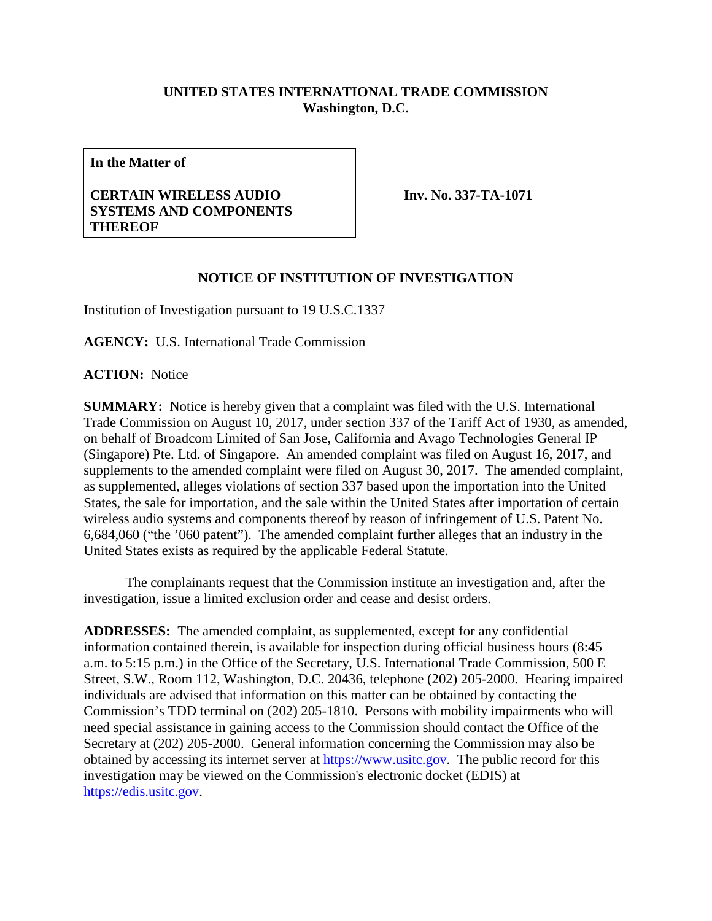**UNITED STATES INTERNATIONAL TRADE COMMISSION**
**Washington, D.C.**

**In the Matter of**

**CERTAIN WIRELESS AUDIO SYSTEMS AND COMPONENTS THEREOF**

**Inv. No. 337-TA-1071**

## NOTICE OF INSTITUTION OF INVESTIGATION

Institution of Investigation pursuant to 19 U.S.C.1337

**AGENCY:** U.S. International Trade Commission

**ACTION:** Notice

**SUMMARY:** Notice is hereby given that a complaint was filed with the U.S. International Trade Commission on August 10, 2017, under section 337 of the Tariff Act of 1930, as amended, on behalf of Broadcom Limited of San Jose, California and Avago Technologies General IP (Singapore) Pte. Ltd. of Singapore. An amended complaint was filed on August 16, 2017, and supplements to the amended complaint were filed on August 30, 2017. The amended complaint, as supplemented, alleges violations of section 337 based upon the importation into the United States, the sale for importation, and the sale within the United States after importation of certain wireless audio systems and components thereof by reason of infringement of U.S. Patent No. 6,684,060 ("the '060 patent"). The amended complaint further alleges that an industry in the United States exists as required by the applicable Federal Statute.

The complainants request that the Commission institute an investigation and, after the investigation, issue a limited exclusion order and cease and desist orders.

**ADDRESSES:** The amended complaint, as supplemented, except for any confidential information contained therein, is available for inspection during official business hours (8:45 a.m. to 5:15 p.m.) in the Office of the Secretary, U.S. International Trade Commission, 500 E Street, S.W., Room 112, Washington, D.C. 20436, telephone (202) 205-2000. Hearing impaired individuals are advised that information on this matter can be obtained by contacting the Commission's TDD terminal on (202) 205-1810. Persons with mobility impairments who will need special assistance in gaining access to the Commission should contact the Office of the Secretary at (202) 205-2000. General information concerning the Commission may also be obtained by accessing its internet server at https://www.usitc.gov. The public record for this investigation may be viewed on the Commission's electronic docket (EDIS) at https://edis.usitc.gov.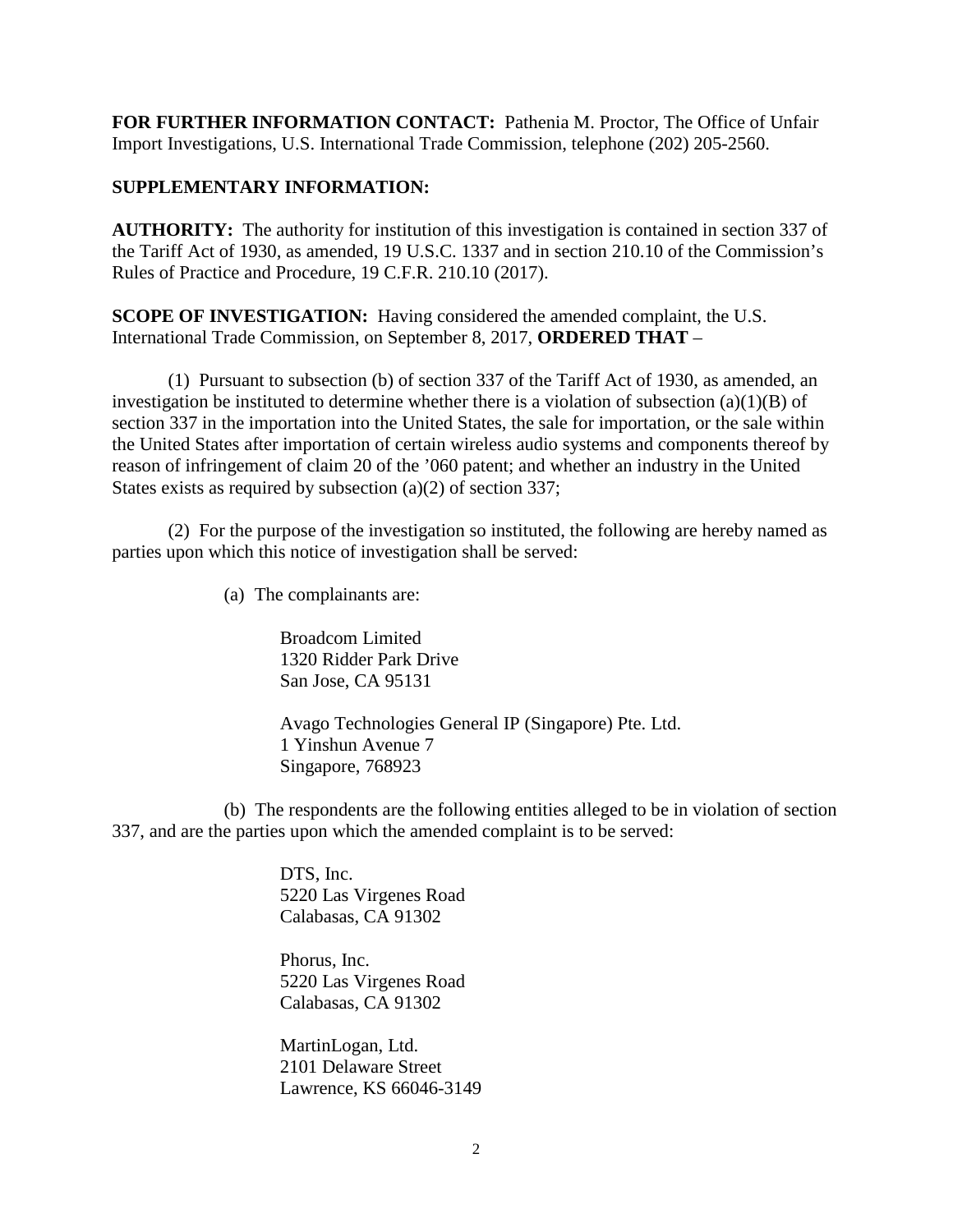**FOR FURTHER INFORMATION CONTACT:** Pathenia M. Proctor, The Office of Unfair Import Investigations, U.S. International Trade Commission, telephone (202) 205-2560.

**SUPPLEMENTARY INFORMATION:**

**AUTHORITY:** The authority for institution of this investigation is contained in section 337 of the Tariff Act of 1930, as amended, 19 U.S.C. 1337 and in section 210.10 of the Commission's Rules of Practice and Procedure, 19 C.F.R. 210.10 (2017).

**SCOPE OF INVESTIGATION:** Having considered the amended complaint, the U.S. International Trade Commission, on September 8, 2017, **ORDERED THAT** –

(1) Pursuant to subsection (b) of section 337 of the Tariff Act of 1930, as amended, an investigation be instituted to determine whether there is a violation of subsection (a)(1)(B) of section 337 in the importation into the United States, the sale for importation, or the sale within the United States after importation of certain wireless audio systems and components thereof by reason of infringement of claim 20 of the '060 patent; and whether an industry in the United States exists as required by subsection (a)(2) of section 337;

(2) For the purpose of the investigation so instituted, the following are hereby named as parties upon which this notice of investigation shall be served:

(a) The complainants are:

Broadcom Limited
1320 Ridder Park Drive
San Jose, CA 95131

Avago Technologies General IP (Singapore) Pte. Ltd.
1 Yinshun Avenue 7
Singapore, 768923

(b) The respondents are the following entities alleged to be in violation of section 337, and are the parties upon which the amended complaint is to be served:

DTS, Inc.
5220 Las Virgenes Road
Calabasas, CA 91302

Phorus, Inc.
5220 Las Virgenes Road
Calabasas, CA 91302

MartinLogan, Ltd.
2101 Delaware Street
Lawrence, KS 66046-3149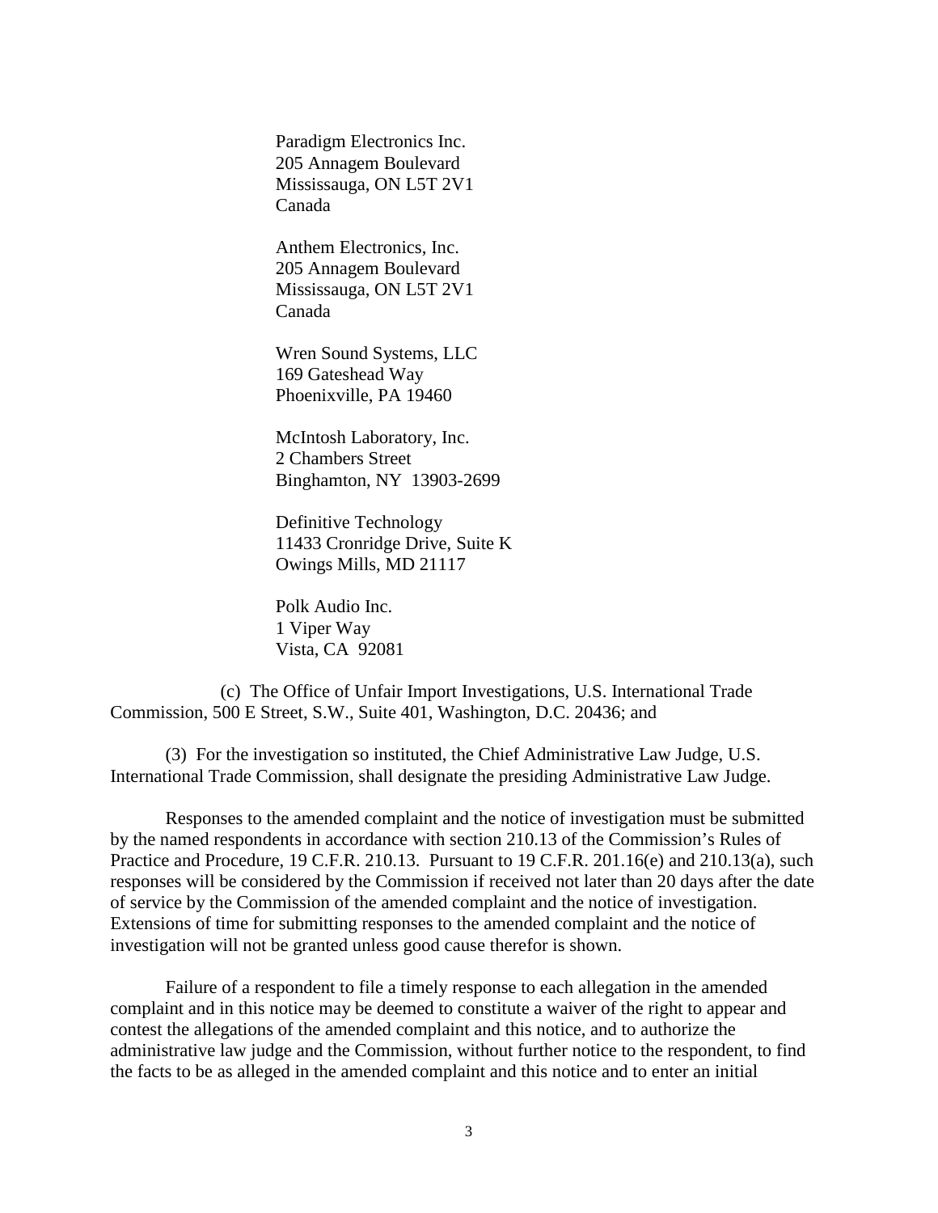Paradigm Electronics Inc.
205 Annagem Boulevard
Mississauga, ON L5T 2V1
Canada

Anthem Electronics, Inc.
205 Annagem Boulevard
Mississauga, ON L5T 2V1
Canada

Wren Sound Systems, LLC
169 Gateshead Way
Phoenixville, PA 19460

McIntosh Laboratory, Inc.
2 Chambers Street
Binghamton, NY 13903-2699

Definitive Technology
11433 Cronridge Drive, Suite K
Owings Mills, MD 21117

Polk Audio Inc.
1 Viper Way
Vista, CA 92081

(c) The Office of Unfair Import Investigations, U.S. International Trade Commission, 500 E Street, S.W., Suite 401, Washington, D.C. 20436; and

(3) For the investigation so instituted, the Chief Administrative Law Judge, U.S. International Trade Commission, shall designate the presiding Administrative Law Judge.

Responses to the amended complaint and the notice of investigation must be submitted by the named respondents in accordance with section 210.13 of the Commission's Rules of Practice and Procedure, 19 C.F.R. 210.13. Pursuant to 19 C.F.R. 201.16(e) and 210.13(a), such responses will be considered by the Commission if received not later than 20 days after the date of service by the Commission of the amended complaint and the notice of investigation. Extensions of time for submitting responses to the amended complaint and the notice of investigation will not be granted unless good cause therefor is shown.

Failure of a respondent to file a timely response to each allegation in the amended complaint and in this notice may be deemed to constitute a waiver of the right to appear and contest the allegations of the amended complaint and this notice, and to authorize the administrative law judge and the Commission, without further notice to the respondent, to find the facts to be as alleged in the amended complaint and this notice and to enter an initial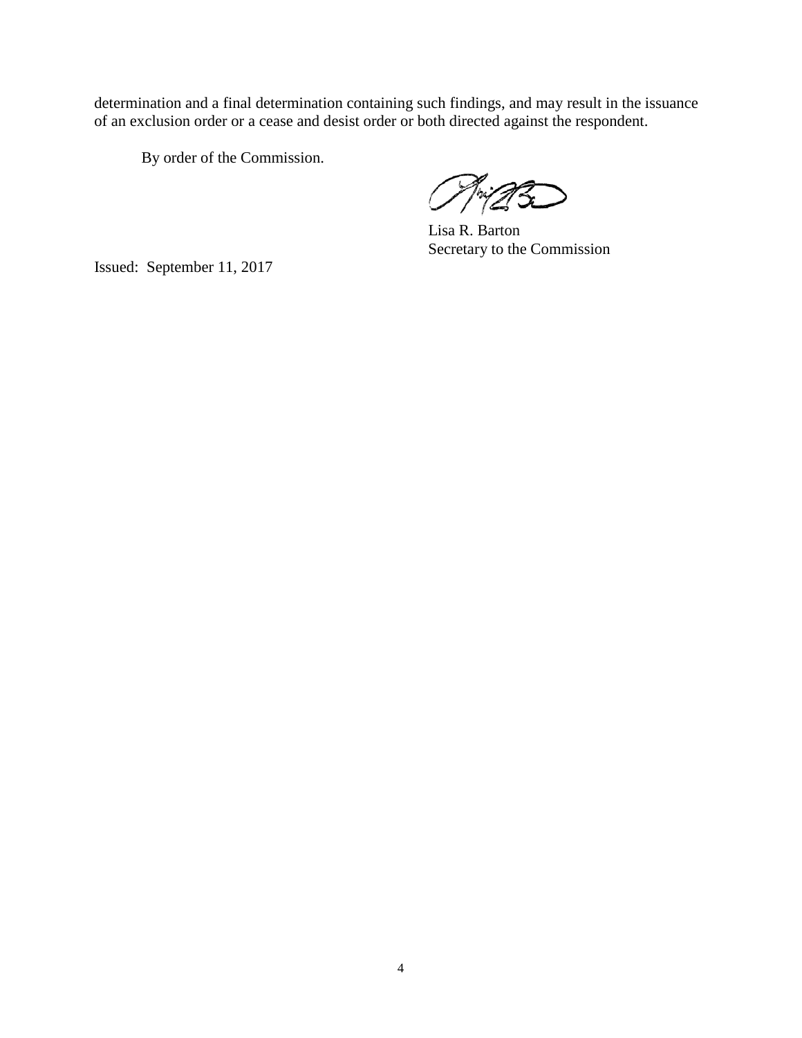determination and a final determination containing such findings, and may result in the issuance of an exclusion order or a cease and desist order or both directed against the respondent.

By order of the Commission.

Lisa R. Barton
Secretary to the Commission

Issued: September 11, 2017